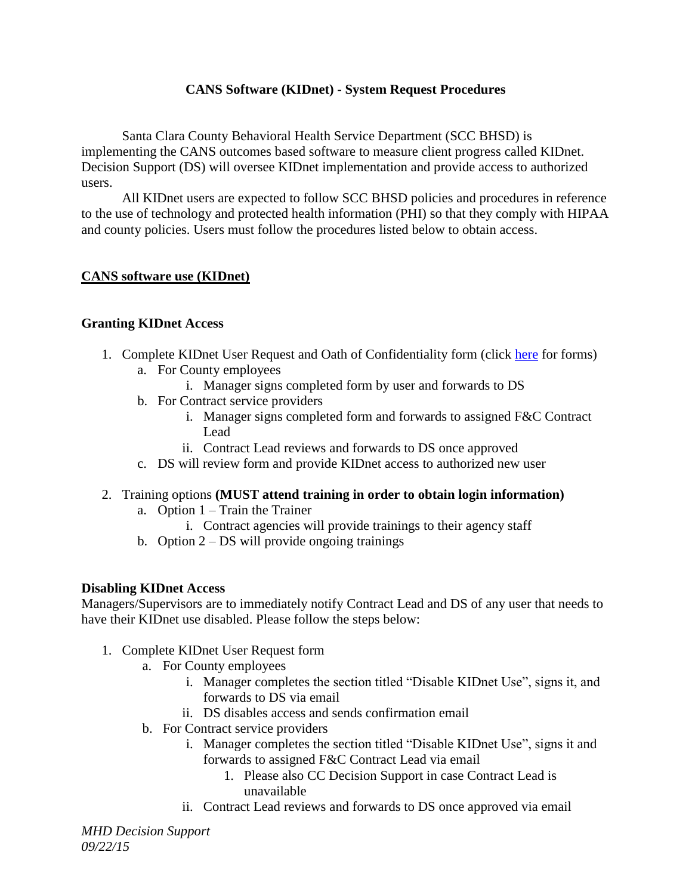# CANS Software (KIDnet) - System Request Procedures

Santa Clara County Behavioral Health Service Department (SCC BHSD) is implementing the CANS outcomes based software to measure client progress called KIDnet. Decision Support (DS) will oversee KIDnet implementation and provide access to authorized users.

All KIDnet users are expected to follow SCC BHSD policies and procedures in reference to the use of technology and protected health information (PHI) so that they comply with HIPAA and county policies. Users must follow the procedures listed below to obtain access.

## CANS software use (KIDnet)

### Granting KIDnet Access

1. Complete KIDnet User Request and Oath of Confidentiality form (click here for forms)
   a. For County employees
      i. Manager signs completed form by user and forwards to DS
   b. For Contract service providers
      i. Manager signs completed form and forwards to assigned F&C Contract Lead
      ii. Contract Lead reviews and forwards to DS once approved
   c. DS will review form and provide KIDnet access to authorized new user
2. Training options **(MUST attend training in order to obtain login information)**
   a. Option 1 – Train the Trainer
      i. Contract agencies will provide trainings to their agency staff
   b. Option 2 – DS will provide ongoing trainings

### Disabling KIDnet Access

Managers/Supervisors are to immediately notify Contract Lead and DS of any user that needs to have their KIDnet use disabled. Please follow the steps below:

1. Complete KIDnet User Request form
   a. For County employees
      i. Manager completes the section titled "Disable KIDnet Use", signs it, and forwards to DS via email
      ii. DS disables access and sends confirmation email
   b. For Contract service providers
      i. Manager completes the section titled "Disable KIDnet Use", signs it and forwards to assigned F&C Contract Lead via email
         1. Please also CC Decision Support in case Contract Lead is unavailable
      ii. Contract Lead reviews and forwards to DS once approved via email

*MHD Decision Support*
*09/22/15*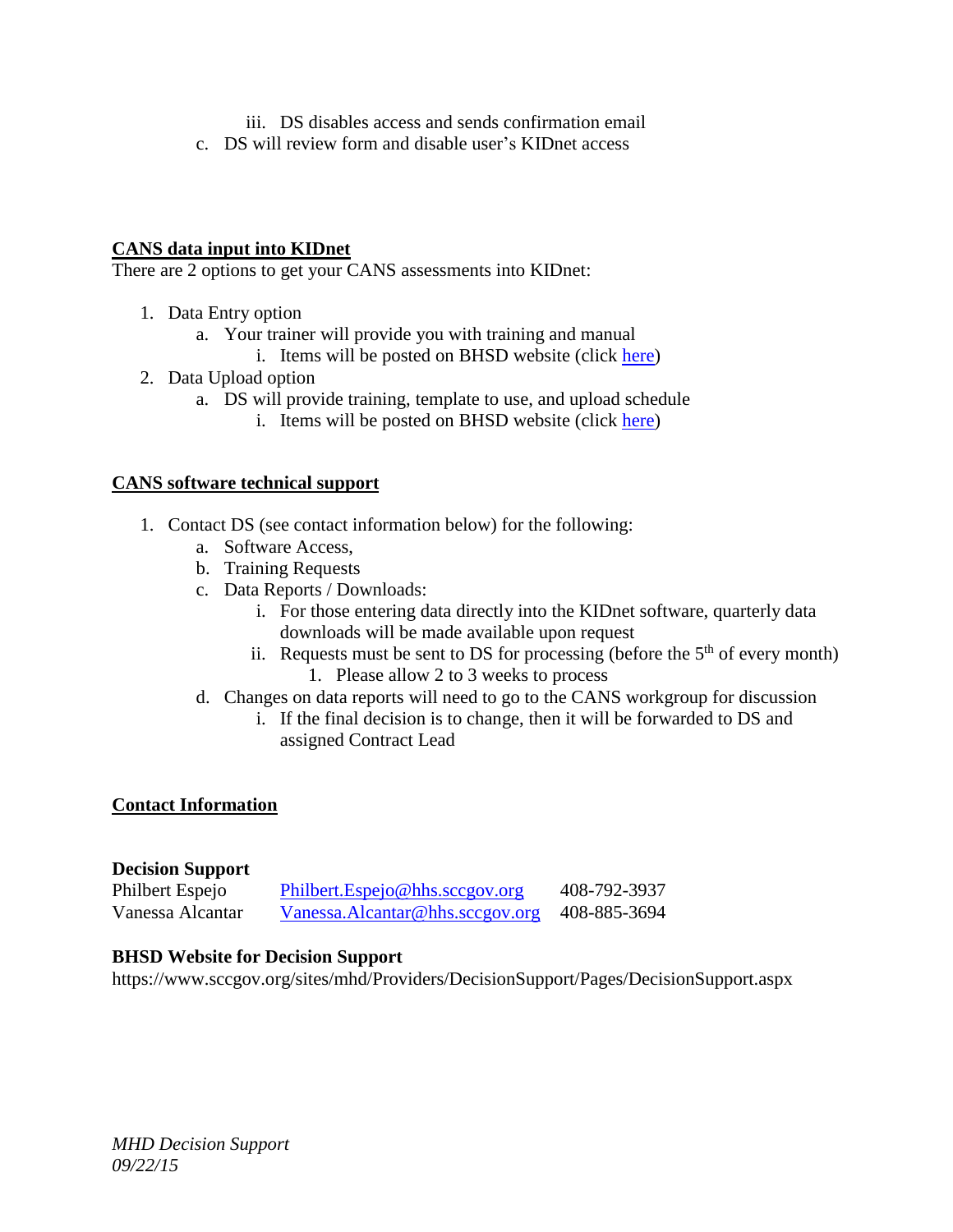iii. DS disables access and sends confirmation email

c. DS will review form and disable user's KIDnet access

**<u>CANS data input into KIDnet</u>**

There are 2 options to get your CANS assessments into KIDnet:

1. Data Entry option
    a. Your trainer will provide you with training and manual
        i. Items will be posted on BHSD website (click here)
2. Data Upload option
    a. DS will provide training, template to use, and upload schedule
        i. Items will be posted on BHSD website (click here)

**<u>CANS software technical support</u>**

1. Contact DS (see contact information below) for the following:
    a. Software Access,
    b. Training Requests
    c. Data Reports / Downloads:
        i. For those entering data directly into the KIDnet software, quarterly data downloads will be made available upon request
        ii. Requests must be sent to DS for processing (before the 5th of every month)
            1. Please allow 2 to 3 weeks to process
    d. Changes on data reports will need to go to the CANS workgroup for discussion
        i. If the final decision is to change, then it will be forwarded to DS and assigned Contract Lead

**<u>Contact Information</u>**

**Decision Support**

| | | |
|---|---|---|
| Philbert Espejo | Philbert.Espejo@hhs.sccgov.org | 408-792-3937 |
| Vanessa Alcantar | Vanessa.Alcantar@hhs.sccgov.org | 408-885-3694 |

**BHSD Website for Decision Support**

https://www.sccgov.org/sites/mhd/Providers/DecisionSupport/Pages/DecisionSupport.aspx

*MHD Decision Support*
*09/22/15*